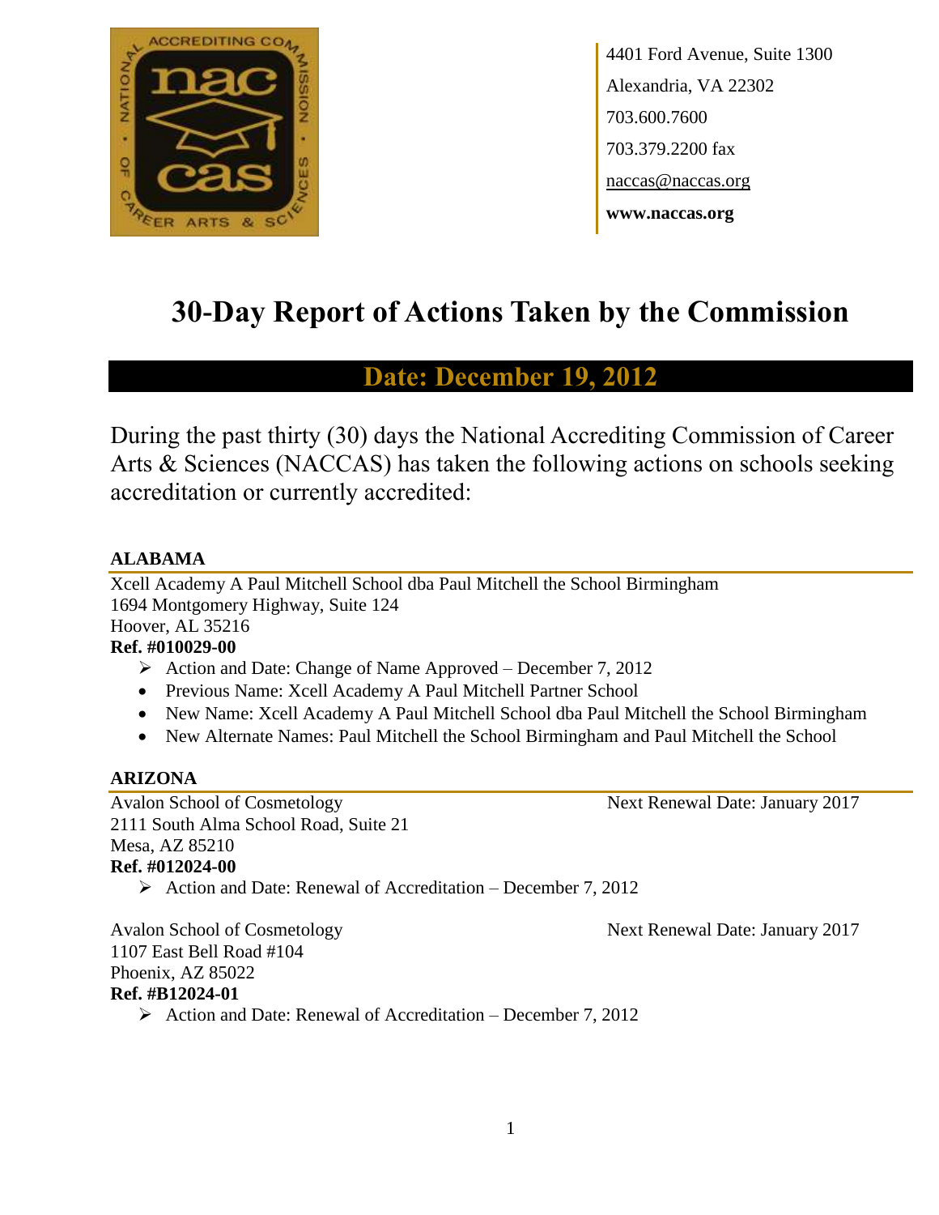4401 Ford Avenue, Suite 1300
Alexandria, VA 22302
703.600.7600
703.379.2200 fax
naccas@naccas.org
**www.naccas.org**

# 30-Day Report of Actions Taken by the Commission

## Date: December 19, 2012

During the past thirty (30) days the National Accrediting Commission of Career Arts & Sciences (NACCAS) has taken the following actions on schools seeking accreditation or currently accredited:

### ALABAMA

Xcell Academy A Paul Mitchell School dba Paul Mitchell the School Birmingham
1694 Montgomery Highway, Suite 124
Hoover, AL 35216
**Ref. #010029-00**

- ➢ Action and Date: Change of Name Approved – December 7, 2012
- Previous Name: Xcell Academy A Paul Mitchell Partner School
- New Name: Xcell Academy A Paul Mitchell School dba Paul Mitchell the School Birmingham
- New Alternate Names: Paul Mitchell the School Birmingham and Paul Mitchell the School

### ARIZONA

Avalon School of Cosmetology — Next Renewal Date: January 2017
2111 South Alma School Road, Suite 21
Mesa, AZ 85210
**Ref. #012024-00**

- ➢ Action and Date: Renewal of Accreditation – December 7, 2012

Avalon School of Cosmetology — Next Renewal Date: January 2017
1107 East Bell Road #104
Phoenix, AZ 85022
**Ref. #B12024-01**

- ➢ Action and Date: Renewal of Accreditation – December 7, 2012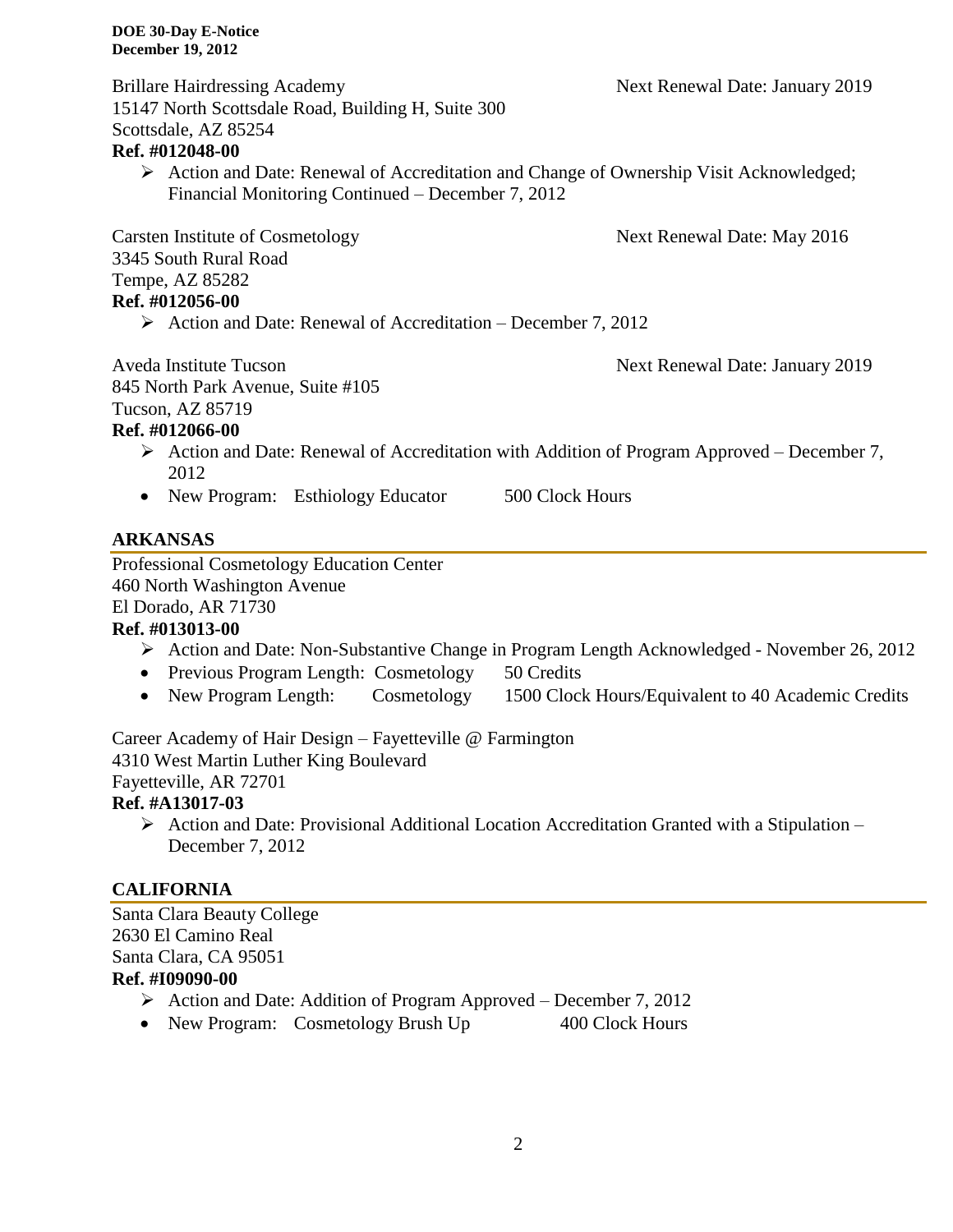Brillare Hairdressing Academy — Next Renewal Date: January 2019
15147 North Scottsdale Road, Building H, Suite 300
Scottsdale, AZ 85254
**Ref. #012048-00**

- Action and Date: Renewal of Accreditation and Change of Ownership Visit Acknowledged; Financial Monitoring Continued – December 7, 2012

Carsten Institute of Cosmetology — Next Renewal Date: May 2016
3345 South Rural Road
Tempe, AZ 85282
**Ref. #012056-00**

- Action and Date: Renewal of Accreditation – December 7, 2012

Aveda Institute Tucson — Next Renewal Date: January 2019
845 North Park Avenue, Suite #105
Tucson, AZ 85719
**Ref. #012066-00**

- Action and Date: Renewal of Accreditation with Addition of Program Approved – December 7, 2012
- New Program: Esthiology Educator 500 Clock Hours

## ARKANSAS

Professional Cosmetology Education Center
460 North Washington Avenue
El Dorado, AR 71730
**Ref. #013013-00**

- Action and Date: Non-Substantive Change in Program Length Acknowledged - November 26, 2012
- Previous Program Length: Cosmetology 50 Credits
- New Program Length: Cosmetology 1500 Clock Hours/Equivalent to 40 Academic Credits

Career Academy of Hair Design – Fayetteville @ Farmington
4310 West Martin Luther King Boulevard
Fayetteville, AR 72701
**Ref. #A13017-03**

- Action and Date: Provisional Additional Location Accreditation Granted with a Stipulation – December 7, 2012

## CALIFORNIA

Santa Clara Beauty College
2630 El Camino Real
Santa Clara, CA 95051
**Ref. #I09090-00**

- Action and Date: Addition of Program Approved – December 7, 2012
- New Program: Cosmetology Brush Up 400 Clock Hours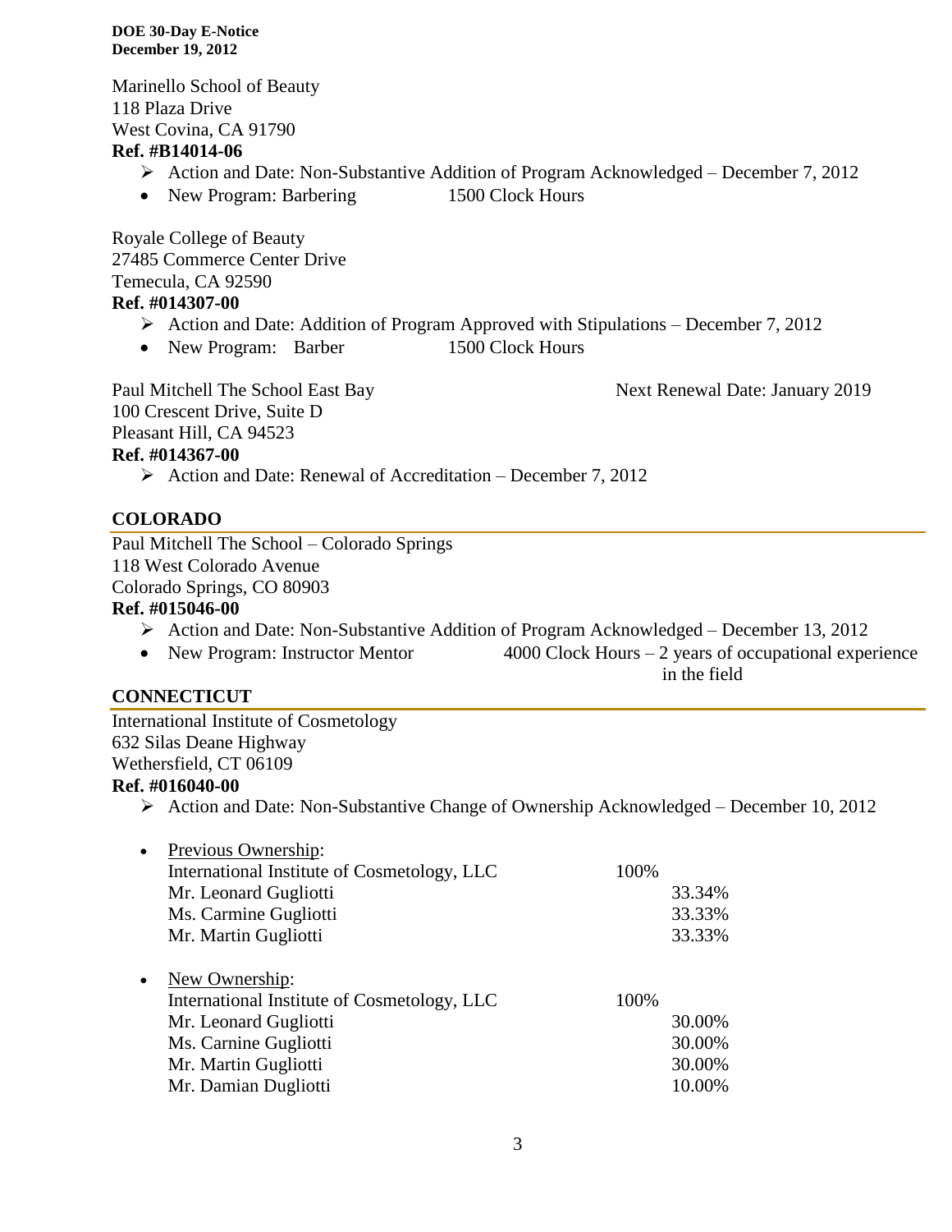Marinello School of Beauty
118 Plaza Drive
West Covina, CA 91790
**Ref. #B14014-06**

- ➢ Action and Date: Non-Substantive Addition of Program Acknowledged – December 7, 2012
- New Program: Barbering 1500 Clock Hours

Royale College of Beauty
27485 Commerce Center Drive
Temecula, CA 92590
**Ref. #014307-00**

- ➢ Action and Date: Addition of Program Approved with Stipulations – December 7, 2012
- New Program: Barber 1500 Clock Hours

Paul Mitchell The School East Bay — Next Renewal Date: January 2019
100 Crescent Drive, Suite D
Pleasant Hill, CA 94523
**Ref. #014367-00**

- ➢ Action and Date: Renewal of Accreditation – December 7, 2012

## COLORADO

Paul Mitchell The School – Colorado Springs
118 West Colorado Avenue
Colorado Springs, CO 80903
**Ref. #015046-00**

- ➢ Action and Date: Non-Substantive Addition of Program Acknowledged – December 13, 2012
- New Program: Instructor Mentor 4000 Clock Hours – 2 years of occupational experience in the field

## CONNECTICUT

International Institute of Cosmetology
632 Silas Deane Highway
Wethersfield, CT 06109
**Ref. #016040-00**

- ➢ Action and Date: Non-Substantive Change of Ownership Acknowledged – December 10, 2012

- Previous Ownership:

| | | |
|---|---|---|
| International Institute of Cosmetology, LLC | 100% | |
| Mr. Leonard Gugliotti | | 33.34% |
| Ms. Carmine Gugliotti | | 33.33% |
| Mr. Martin Gugliotti | | 33.33% |

- New Ownership:

| | | |
|---|---|---|
| International Institute of Cosmetology, LLC | 100% | |
| Mr. Leonard Gugliotti | | 30.00% |
| Ms. Carnine Gugliotti | | 30.00% |
| Mr. Martin Gugliotti | | 30.00% |
| Mr. Damian Dugliotti | | 10.00% |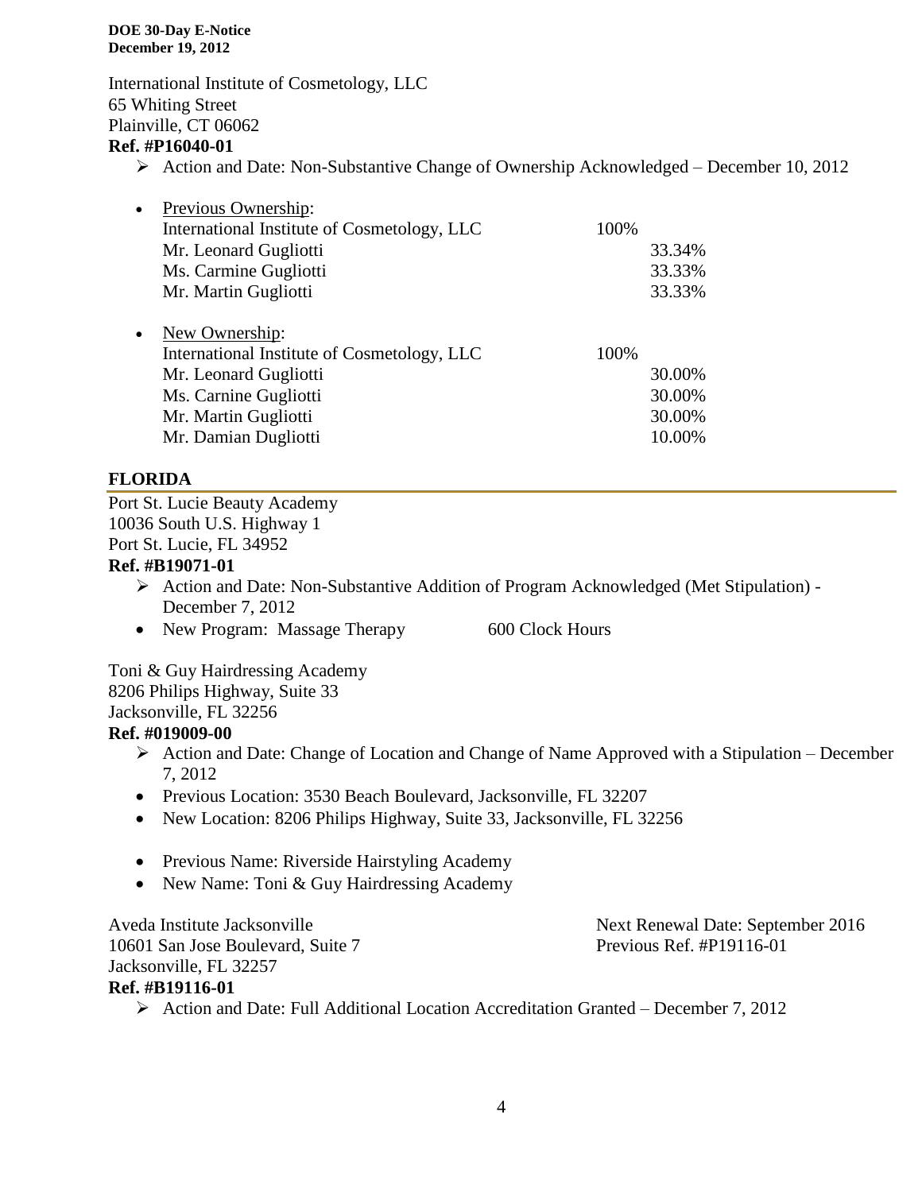International Institute of Cosmetology, LLC
65 Whiting Street
Plainville, CT 06062
**Ref. #P16040-01**

- ➢ Action and Date: Non-Substantive Change of Ownership Acknowledged – December 10, 2012

- Previous Ownership:

| | | |
|---|---|---|
| International Institute of Cosmetology, LLC | 100% | |
| Mr. Leonard Gugliotti | | 33.34% |
| Ms. Carmine Gugliotti | | 33.33% |
| Mr. Martin Gugliotti | | 33.33% |

- New Ownership:

| | | |
|---|---|---|
| International Institute of Cosmetology, LLC | 100% | |
| Mr. Leonard Gugliotti | | 30.00% |
| Ms. Carnine Gugliotti | | 30.00% |
| Mr. Martin Gugliotti | | 30.00% |
| Mr. Damian Dugliotti | | 10.00% |

## FLORIDA

Port St. Lucie Beauty Academy
10036 South U.S. Highway 1
Port St. Lucie, FL 34952
**Ref. #B19071-01**

- ➢ Action and Date: Non-Substantive Addition of Program Acknowledged (Met Stipulation) - December 7, 2012
- New Program: Massage Therapy 600 Clock Hours

Toni & Guy Hairdressing Academy
8206 Philips Highway, Suite 33
Jacksonville, FL 32256
**Ref. #019009-00**

- ➢ Action and Date: Change of Location and Change of Name Approved with a Stipulation – December 7, 2012
- Previous Location: 3530 Beach Boulevard, Jacksonville, FL 32207
- New Location: 8206 Philips Highway, Suite 33, Jacksonville, FL 32256

- Previous Name: Riverside Hairstyling Academy
- New Name: Toni & Guy Hairdressing Academy

Aveda Institute Jacksonville
10601 San Jose Boulevard, Suite 7
Jacksonville, FL 32257
**Ref. #B19116-01**

Next Renewal Date: September 2016
Previous Ref. #P19116-01

- ➢ Action and Date: Full Additional Location Accreditation Granted – December 7, 2012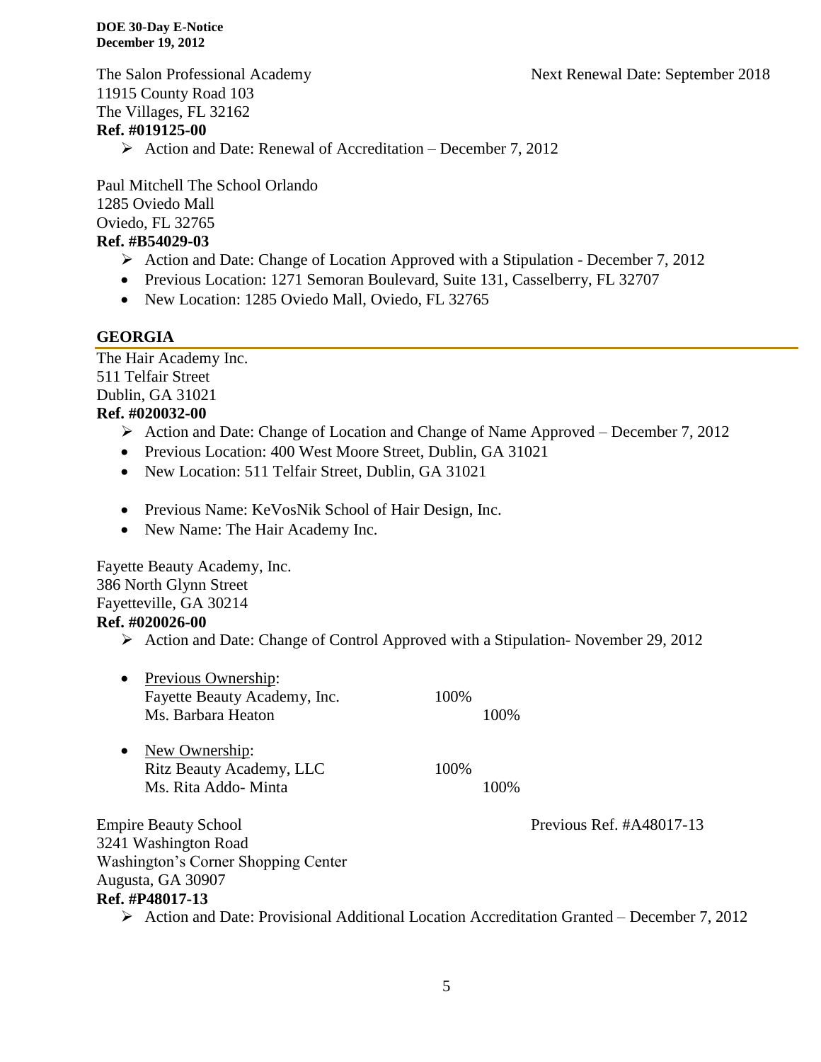The Salon Professional Academy  Next Renewal Date: September 2018
11915 County Road 103
The Villages, FL 32162
**Ref. #019125-00**

- Action and Date: Renewal of Accreditation – December 7, 2012

Paul Mitchell The School Orlando
1285 Oviedo Mall
Oviedo, FL 32765
**Ref. #B54029-03**

- Action and Date: Change of Location Approved with a Stipulation - December 7, 2012
- Previous Location: 1271 Semoran Boulevard, Suite 131, Casselberry, FL 32707
- New Location: 1285 Oviedo Mall, Oviedo, FL 32765

## GEORGIA

The Hair Academy Inc.
511 Telfair Street
Dublin, GA 31021
**Ref. #020032-00**

- Action and Date: Change of Location and Change of Name Approved – December 7, 2012
- Previous Location: 400 West Moore Street, Dublin, GA 31021
- New Location: 511 Telfair Street, Dublin, GA 31021

- Previous Name: KeVosNik School of Hair Design, Inc.
- New Name: The Hair Academy Inc.

Fayette Beauty Academy, Inc.
386 North Glynn Street
Fayetteville, GA 30214
**Ref. #020026-00**

- Action and Date: Change of Control Approved with a Stipulation- November 29, 2012

- Previous Ownership:
  - Fayette Beauty Academy, Inc. 100%
    - Ms. Barbara Heaton 100%

- New Ownership:
  - Ritz Beauty Academy, LLC 100%
    - Ms. Rita Addo- Minta 100%

Empire Beauty School  Previous Ref. #A48017-13
3241 Washington Road
Washington's Corner Shopping Center
Augusta, GA 30907
**Ref. #P48017-13**

- Action and Date: Provisional Additional Location Accreditation Granted – December 7, 2012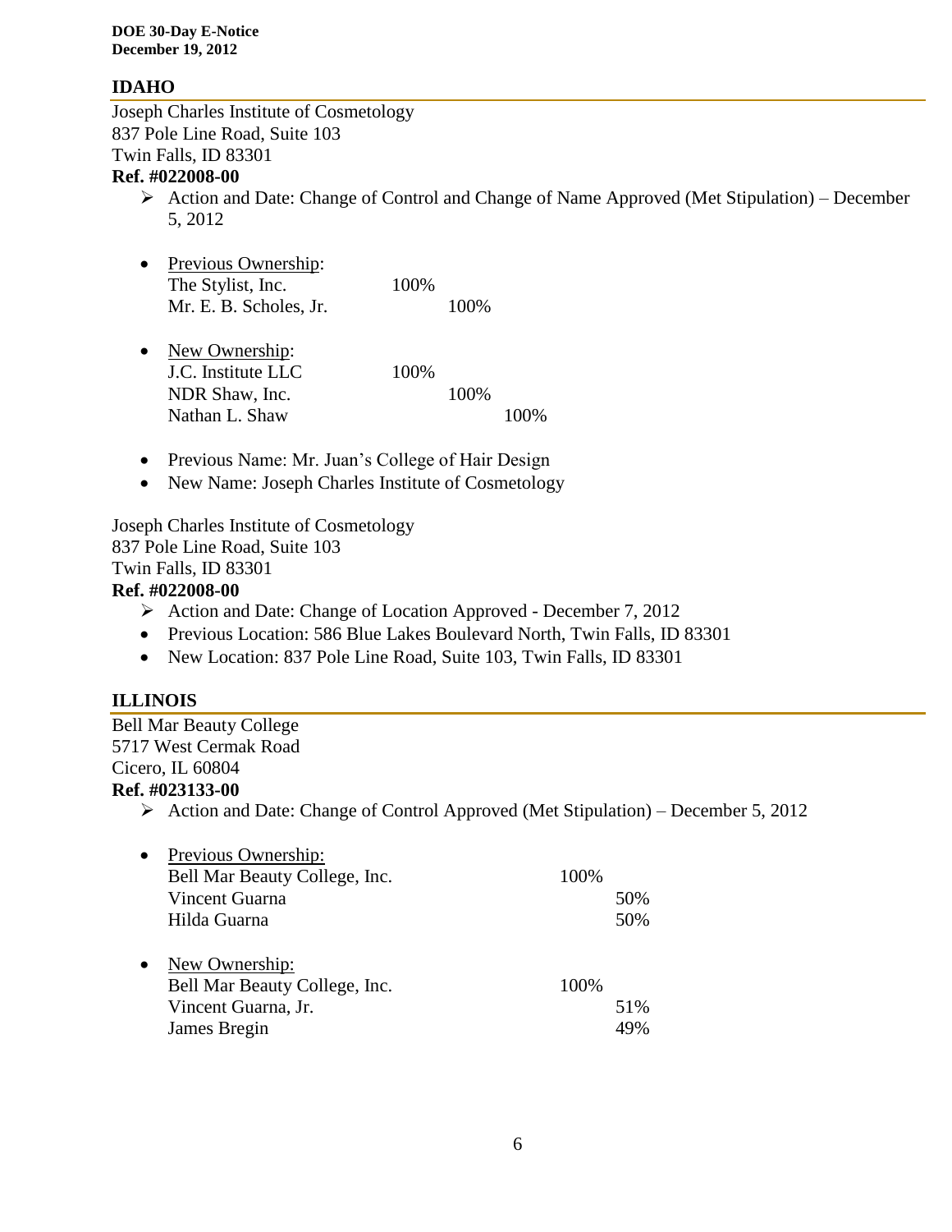## IDAHO

Joseph Charles Institute of Cosmetology
837 Pole Line Road, Suite 103
Twin Falls, ID 83301
**Ref. #022008-00**

- Action and Date: Change of Control and Change of Name Approved (Met Stipulation) – December 5, 2012

- Previous Ownership:

| | | |
|---|---|---|
| The Stylist, Inc. | 100% | |
| Mr. E. B. Scholes, Jr. | | 100% |

- New Ownership:

| | | | |
|---|---|---|---|
| J.C. Institute LLC | 100% | | |
| NDR Shaw, Inc. | | 100% | |
| Nathan L. Shaw | | | 100% |

- Previous Name: Mr. Juan's College of Hair Design
- New Name: Joseph Charles Institute of Cosmetology

Joseph Charles Institute of Cosmetology
837 Pole Line Road, Suite 103
Twin Falls, ID 83301
**Ref. #022008-00**

- Action and Date: Change of Location Approved - December 7, 2012
- Previous Location: 586 Blue Lakes Boulevard North, Twin Falls, ID 83301
- New Location: 837 Pole Line Road, Suite 103, Twin Falls, ID 83301

## ILLINOIS

Bell Mar Beauty College
5717 West Cermak Road
Cicero, IL 60804
**Ref. #023133-00**

- Action and Date: Change of Control Approved (Met Stipulation) – December 5, 2012

- Previous Ownership:

| | | |
|---|---|---|
| Bell Mar Beauty College, Inc. | 100% | |
| Vincent Guarna | | 50% |
| Hilda Guarna | | 50% |

- New Ownership:

| | | |
|---|---|---|
| Bell Mar Beauty College, Inc. | 100% | |
| Vincent Guarna, Jr. | | 51% |
| James Bregin | | 49% |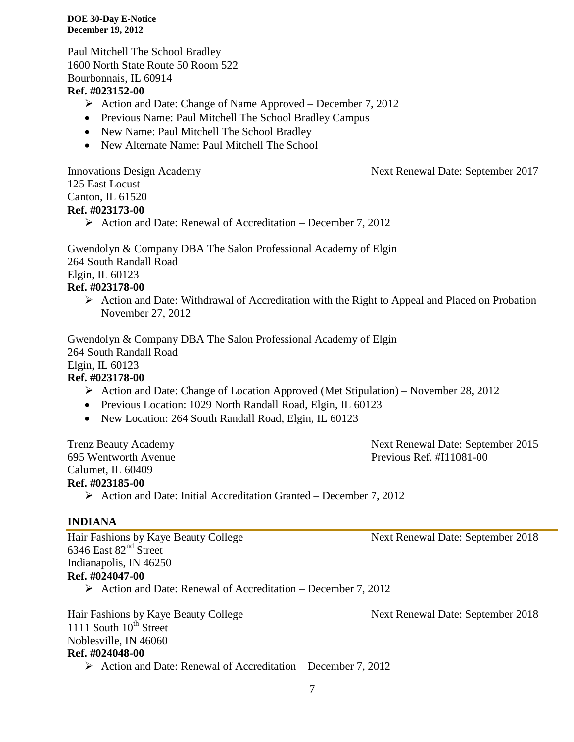Paul Mitchell The School Bradley
1600 North State Route 50 Room 522
Bourbonnais, IL 60914
**Ref. #023152-00**

- Action and Date: Change of Name Approved – December 7, 2012
  - Previous Name: Paul Mitchell The School Bradley Campus
  - New Name: Paul Mitchell The School Bradley
  - New Alternate Name: Paul Mitchell The School

Innovations Design Academy — Next Renewal Date: September 2017
125 East Locust
Canton, IL 61520
**Ref. #023173-00**

- Action and Date: Renewal of Accreditation – December 7, 2012

Gwendolyn & Company DBA The Salon Professional Academy of Elgin
264 South Randall Road
Elgin, IL 60123
**Ref. #023178-00**

- Action and Date: Withdrawal of Accreditation with the Right to Appeal and Placed on Probation – November 27, 2012

Gwendolyn & Company DBA The Salon Professional Academy of Elgin
264 South Randall Road
Elgin, IL 60123
**Ref. #023178-00**

- Action and Date: Change of Location Approved (Met Stipulation) – November 28, 2012
  - Previous Location: 1029 North Randall Road, Elgin, IL 60123
  - New Location: 264 South Randall Road, Elgin, IL 60123

Trenz Beauty Academy — Next Renewal Date: September 2015
695 Wentworth Avenue — Previous Ref. #I11081-00
Calumet, IL 60409
**Ref. #023185-00**

- Action and Date: Initial Accreditation Granted – December 7, 2012

## INDIANA

Hair Fashions by Kaye Beauty College — Next Renewal Date: September 2018
6346 East 82nd Street
Indianapolis, IN 46250
**Ref. #024047-00**

- Action and Date: Renewal of Accreditation – December 7, 2012

Hair Fashions by Kaye Beauty College — Next Renewal Date: September 2018
1111 South 10th Street
Noblesville, IN 46060
**Ref. #024048-00**

- Action and Date: Renewal of Accreditation – December 7, 2012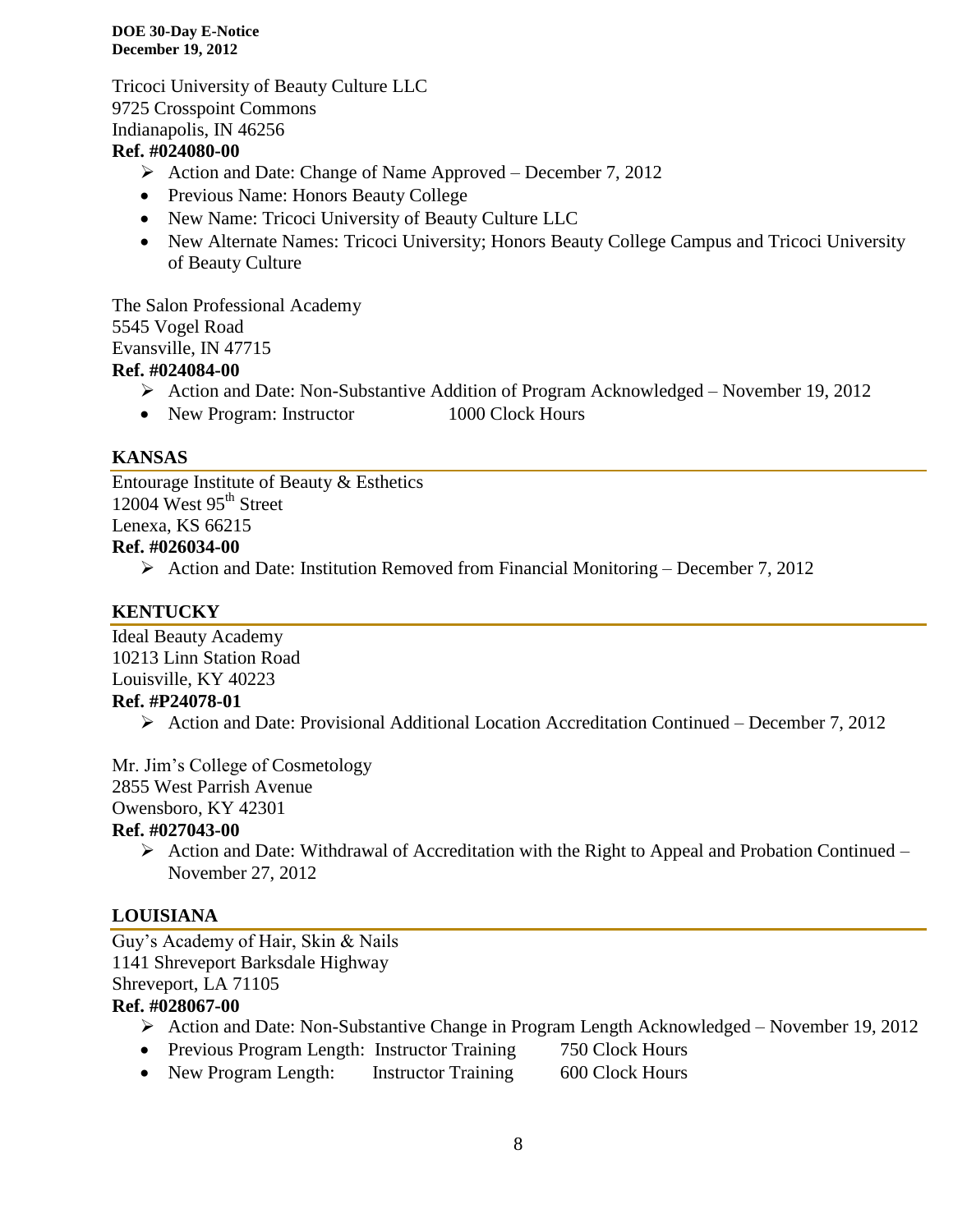Tricoci University of Beauty Culture LLC
9725 Crosspoint Commons
Indianapolis, IN 46256

**Ref. #024080-00**

- Action and Date: Change of Name Approved – December 7, 2012
- Previous Name: Honors Beauty College
- New Name: Tricoci University of Beauty Culture LLC
- New Alternate Names: Tricoci University; Honors Beauty College Campus and Tricoci University of Beauty Culture

The Salon Professional Academy
5545 Vogel Road
Evansville, IN 47715

**Ref. #024084-00**

- Action and Date: Non-Substantive Addition of Program Acknowledged – November 19, 2012
- New Program: Instructor 1000 Clock Hours

## KANSAS

Entourage Institute of Beauty & Esthetics
12004 West 95th Street
Lenexa, KS 66215

**Ref. #026034-00**

- Action and Date: Institution Removed from Financial Monitoring – December 7, 2012

## KENTUCKY

Ideal Beauty Academy
10213 Linn Station Road
Louisville, KY 40223

**Ref. #P24078-01**

- Action and Date: Provisional Additional Location Accreditation Continued – December 7, 2012

Mr. Jim's College of Cosmetology
2855 West Parrish Avenue
Owensboro, KY 42301

**Ref. #027043-00**

- Action and Date: Withdrawal of Accreditation with the Right to Appeal and Probation Continued – November 27, 2012

## LOUISIANA

Guy's Academy of Hair, Skin & Nails
1141 Shreveport Barksdale Highway
Shreveport, LA 71105

**Ref. #028067-00**

- Action and Date: Non-Substantive Change in Program Length Acknowledged – November 19, 2012
- Previous Program Length: Instructor Training 750 Clock Hours
- New Program Length: Instructor Training 600 Clock Hours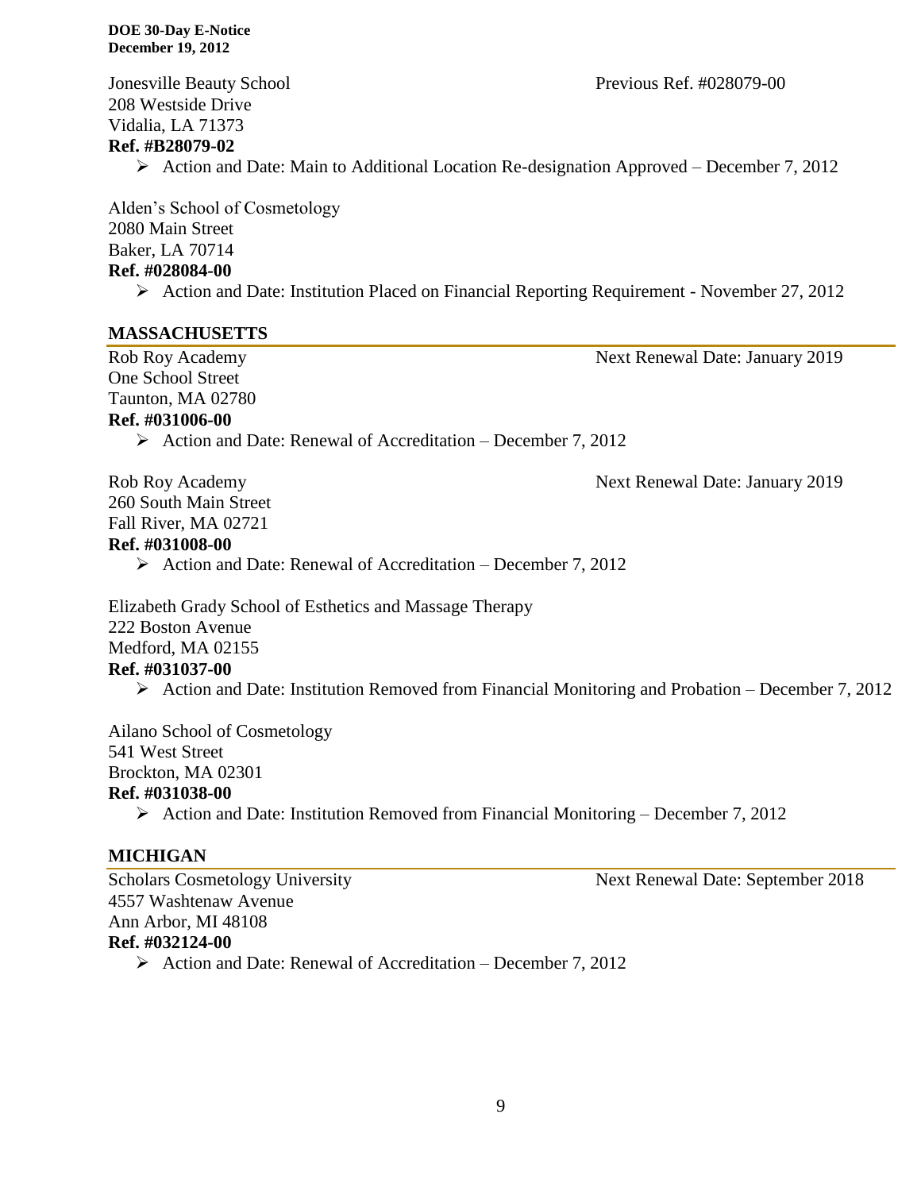Jonesville Beauty School Previous Ref. #028079-00
208 Westside Drive
Vidalia, LA 71373
**Ref. #B28079-02**

- Action and Date: Main to Additional Location Re-designation Approved – December 7, 2012

Alden's School of Cosmetology
2080 Main Street
Baker, LA 70714
**Ref. #028084-00**

- Action and Date: Institution Placed on Financial Reporting Requirement - November 27, 2012

## MASSACHUSETTS

Rob Roy Academy Next Renewal Date: January 2019
One School Street
Taunton, MA 02780
**Ref. #031006-00**

- Action and Date: Renewal of Accreditation – December 7, 2012

Rob Roy Academy Next Renewal Date: January 2019
260 South Main Street
Fall River, MA 02721
**Ref. #031008-00**

- Action and Date: Renewal of Accreditation – December 7, 2012

Elizabeth Grady School of Esthetics and Massage Therapy
222 Boston Avenue
Medford, MA 02155
**Ref. #031037-00**

- Action and Date: Institution Removed from Financial Monitoring and Probation – December 7, 2012

Ailano School of Cosmetology
541 West Street
Brockton, MA 02301
**Ref. #031038-00**

- Action and Date: Institution Removed from Financial Monitoring – December 7, 2012

## MICHIGAN

Scholars Cosmetology University Next Renewal Date: September 2018
4557 Washtenaw Avenue
Ann Arbor, MI 48108
**Ref. #032124-00**

- Action and Date: Renewal of Accreditation – December 7, 2012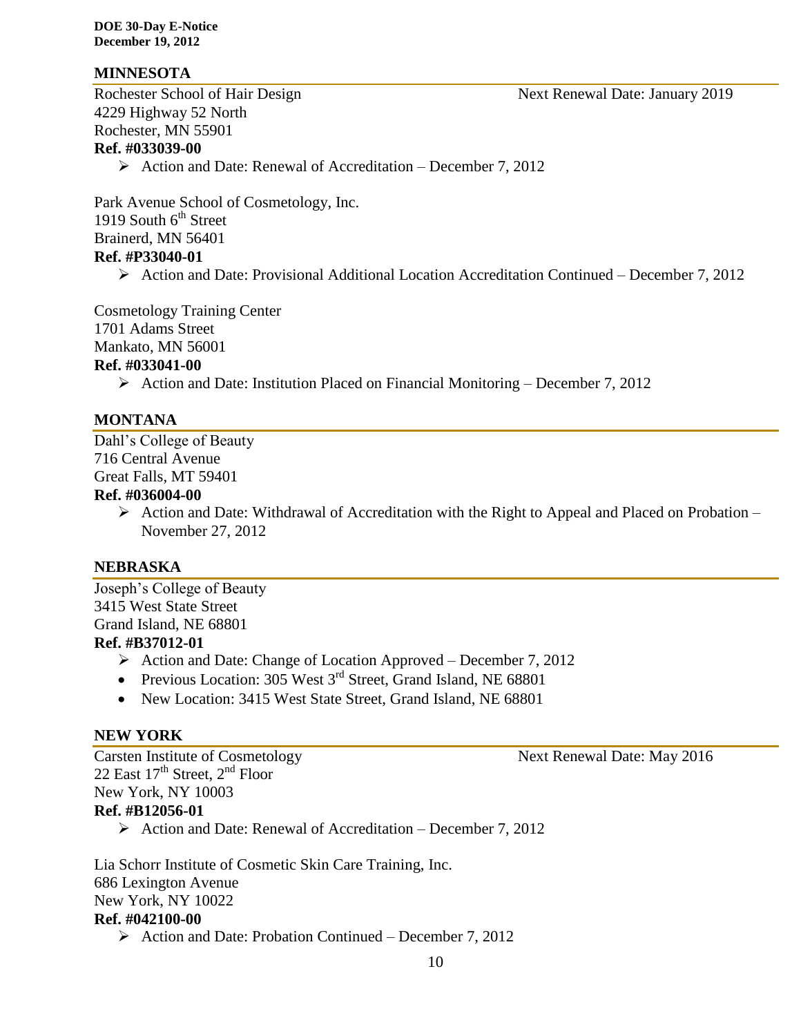## MINNESOTA

Rochester School of Hair Design — Next Renewal Date: January 2019
4229 Highway 52 North
Rochester, MN 55901
**Ref. #033039-00**

- Action and Date: Renewal of Accreditation – December 7, 2012

Park Avenue School of Cosmetology, Inc.
1919 South 6th Street
Brainerd, MN 56401
**Ref. #P33040-01**

- Action and Date: Provisional Additional Location Accreditation Continued – December 7, 2012

Cosmetology Training Center
1701 Adams Street
Mankato, MN 56001
**Ref. #033041-00**

- Action and Date: Institution Placed on Financial Monitoring – December 7, 2012

## MONTANA

Dahl's College of Beauty
716 Central Avenue
Great Falls, MT 59401
**Ref. #036004-00**

- Action and Date: Withdrawal of Accreditation with the Right to Appeal and Placed on Probation – November 27, 2012

## NEBRASKA

Joseph's College of Beauty
3415 West State Street
Grand Island, NE 68801
**Ref. #B37012-01**

- Action and Date: Change of Location Approved – December 7, 2012
- Previous Location: 305 West 3rd Street, Grand Island, NE 68801
- New Location: 3415 West State Street, Grand Island, NE 68801

## NEW YORK

Carsten Institute of Cosmetology — Next Renewal Date: May 2016
22 East 17th Street, 2nd Floor
New York, NY 10003
**Ref. #B12056-01**

- Action and Date: Renewal of Accreditation – December 7, 2012

Lia Schorr Institute of Cosmetic Skin Care Training, Inc.
686 Lexington Avenue
New York, NY 10022
**Ref. #042100-00**

- Action and Date: Probation Continued – December 7, 2012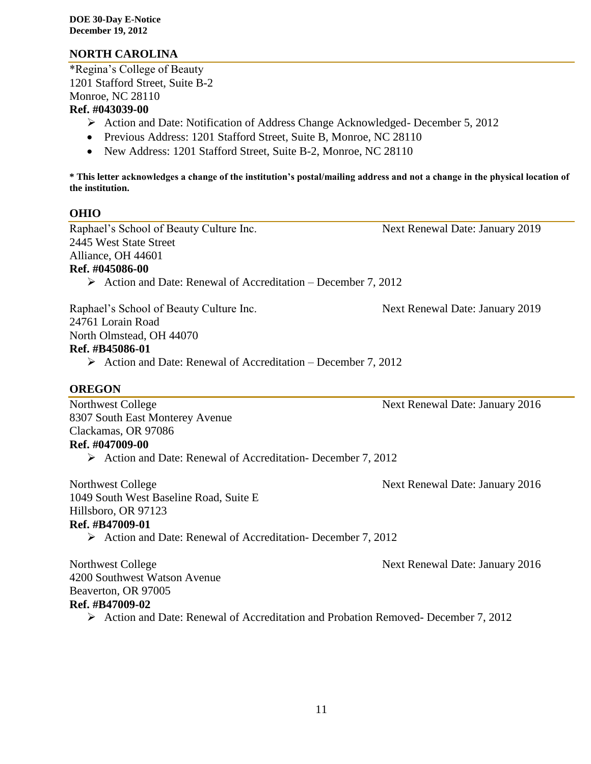## NORTH CAROLINA

*Regina's College of Beauty
1201 Stafford Street, Suite B-2
Monroe, NC 28110
**Ref. #043039-00**

- Action and Date: Notification of Address Change Acknowledged- December 5, 2012
  - Previous Address: 1201 Stafford Street, Suite B, Monroe, NC 28110
  - New Address: 1201 Stafford Street, Suite B-2, Monroe, NC 28110

**\* This letter acknowledges a change of the institution's postal/mailing address and not a change in the physical location of the institution.**

## OHIO

Raphael's School of Beauty Culture Inc. — Next Renewal Date: January 2019
2445 West State Street
Alliance, OH 44601
**Ref. #045086-00**

- Action and Date: Renewal of Accreditation – December 7, 2012

Raphael's School of Beauty Culture Inc. — Next Renewal Date: January 2019
24761 Lorain Road
North Olmstead, OH 44070
**Ref. #B45086-01**

- Action and Date: Renewal of Accreditation – December 7, 2012

## OREGON

Northwest College — Next Renewal Date: January 2016
8307 South East Monterey Avenue
Clackamas, OR 97086
**Ref. #047009-00**

- Action and Date: Renewal of Accreditation- December 7, 2012

Northwest College — Next Renewal Date: January 2016
1049 South West Baseline Road, Suite E
Hillsboro, OR 97123
**Ref. #B47009-01**

- Action and Date: Renewal of Accreditation- December 7, 2012

Northwest College — Next Renewal Date: January 2016
4200 Southwest Watson Avenue
Beaverton, OR 97005
**Ref. #B47009-02**

- Action and Date: Renewal of Accreditation and Probation Removed- December 7, 2012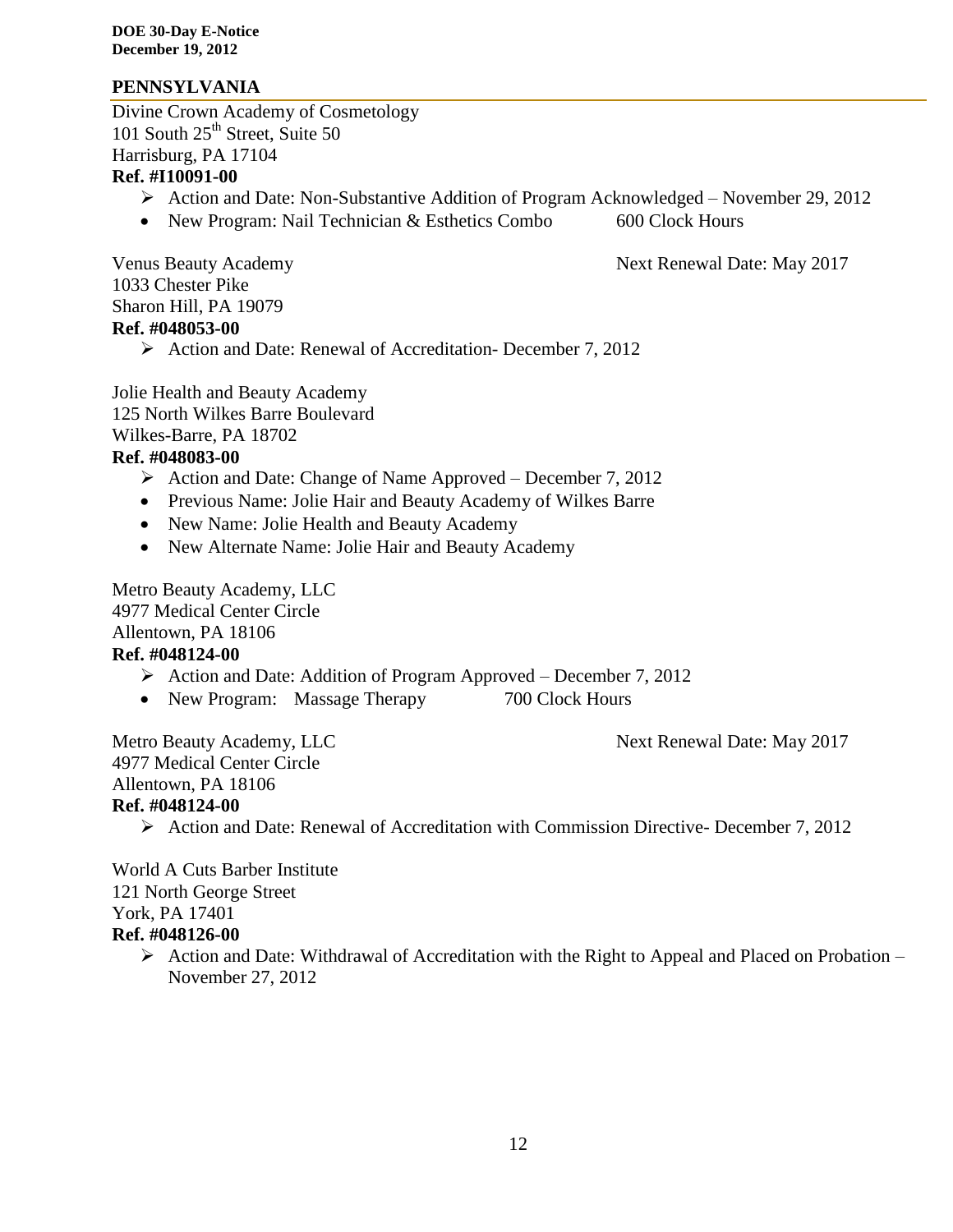## PENNSYLVANIA

Divine Crown Academy of Cosmetology
101 South 25th Street, Suite 50
Harrisburg, PA 17104
**Ref. #I10091-00**

- Action and Date: Non-Substantive Addition of Program Acknowledged – November 29, 2012
- New Program: Nail Technician & Esthetics Combo 600 Clock Hours

Venus Beauty Academy — Next Renewal Date: May 2017
1033 Chester Pike
Sharon Hill, PA 19079
**Ref. #048053-00**

- Action and Date: Renewal of Accreditation- December 7, 2012

Jolie Health and Beauty Academy
125 North Wilkes Barre Boulevard
Wilkes-Barre, PA 18702
**Ref. #048083-00**

- Action and Date: Change of Name Approved – December 7, 2012
- Previous Name: Jolie Hair and Beauty Academy of Wilkes Barre
- New Name: Jolie Health and Beauty Academy
- New Alternate Name: Jolie Hair and Beauty Academy

Metro Beauty Academy, LLC
4977 Medical Center Circle
Allentown, PA 18106
**Ref. #048124-00**

- Action and Date: Addition of Program Approved – December 7, 2012
- New Program: Massage Therapy 700 Clock Hours

Metro Beauty Academy, LLC — Next Renewal Date: May 2017
4977 Medical Center Circle
Allentown, PA 18106
**Ref. #048124-00**

- Action and Date: Renewal of Accreditation with Commission Directive- December 7, 2012

World A Cuts Barber Institute
121 North George Street
York, PA 17401
**Ref. #048126-00**

- Action and Date: Withdrawal of Accreditation with the Right to Appeal and Placed on Probation – November 27, 2012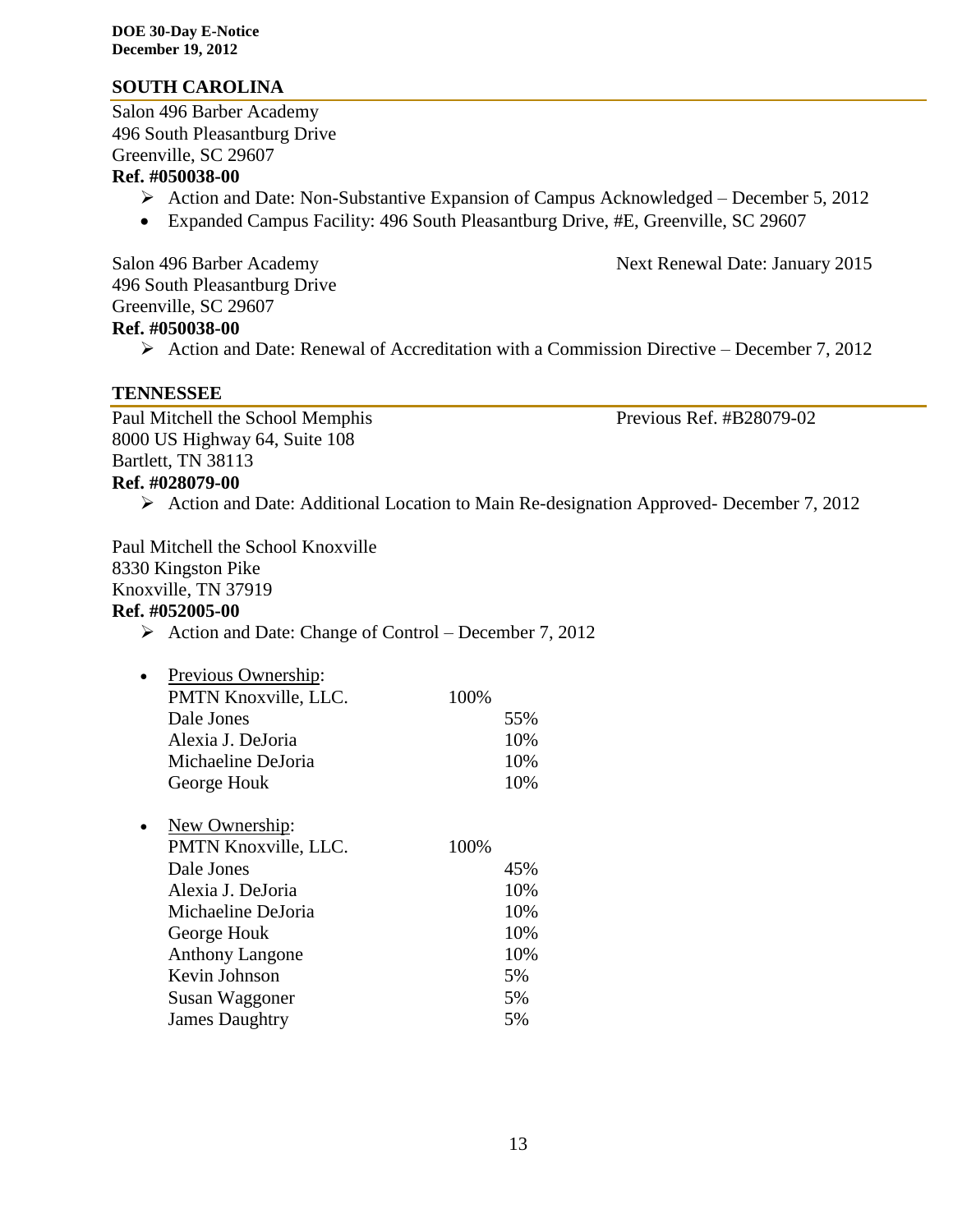## SOUTH CAROLINA

Salon 496 Barber Academy
496 South Pleasantburg Drive
Greenville, SC 29607
**Ref. #050038-00**

- Action and Date: Non-Substantive Expansion of Campus Acknowledged – December 5, 2012
- Expanded Campus Facility: 496 South Pleasantburg Drive, #E, Greenville, SC 29607

Salon 496 Barber Academy — Next Renewal Date: January 2015
496 South Pleasantburg Drive
Greenville, SC 29607
**Ref. #050038-00**

- Action and Date: Renewal of Accreditation with a Commission Directive – December 7, 2012

## TENNESSEE

Paul Mitchell the School Memphis — Previous Ref. #B28079-02
8000 US Highway 64, Suite 108
Bartlett, TN 38113
**Ref. #028079-00**

- Action and Date: Additional Location to Main Re-designation Approved- December 7, 2012

Paul Mitchell the School Knoxville
8330 Kingston Pike
Knoxville, TN 37919
**Ref. #052005-00**

- Action and Date: Change of Control – December 7, 2012

- Previous Ownership:

| | | |
|---|---|---|
| PMTN Knoxville, LLC. | 100% | |
| Dale Jones | | 55% |
| Alexia J. DeJoria | | 10% |
| Michaeline DeJoria | | 10% |
| George Houk | | 10% |

- New Ownership:

| | | |
|---|---|---|
| PMTN Knoxville, LLC. | 100% | |
| Dale Jones | | 45% |
| Alexia J. DeJoria | | 10% |
| Michaeline DeJoria | | 10% |
| George Houk | | 10% |
| Anthony Langone | | 10% |
| Kevin Johnson | | 5% |
| Susan Waggoner | | 5% |
| James Daughtry | | 5% |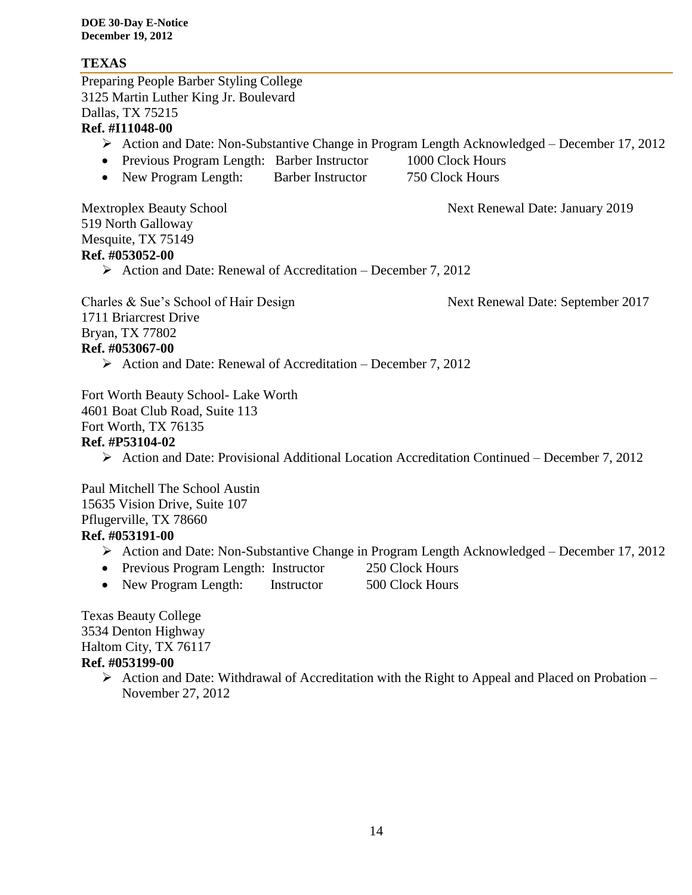## TEXAS

Preparing People Barber Styling College
3125 Martin Luther King Jr. Boulevard
Dallas, TX 75215
**Ref. #I11048-00**

- Action and Date: Non-Substantive Change in Program Length Acknowledged – December 17, 2012
  - Previous Program Length: Barber Instructor 1000 Clock Hours
  - New Program Length: Barber Instructor 750 Clock Hours

Mextroplex Beauty School — Next Renewal Date: January 2019
519 North Galloway
Mesquite, TX 75149
**Ref. #053052-00**

- Action and Date: Renewal of Accreditation – December 7, 2012

Charles & Sue's School of Hair Design — Next Renewal Date: September 2017
1711 Briarcrest Drive
Bryan, TX 77802
**Ref. #053067-00**

- Action and Date: Renewal of Accreditation – December 7, 2012

Fort Worth Beauty School- Lake Worth
4601 Boat Club Road, Suite 113
Fort Worth, TX 76135
**Ref. #P53104-02**

- Action and Date: Provisional Additional Location Accreditation Continued – December 7, 2012

Paul Mitchell The School Austin
15635 Vision Drive, Suite 107
Pflugerville, TX 78660
**Ref. #053191-00**

- Action and Date: Non-Substantive Change in Program Length Acknowledged – December 17, 2012
  - Previous Program Length: Instructor 250 Clock Hours
  - New Program Length: Instructor 500 Clock Hours

Texas Beauty College
3534 Denton Highway
Haltom City, TX 76117
**Ref. #053199-00**

- Action and Date: Withdrawal of Accreditation with the Right to Appeal and Placed on Probation – November 27, 2012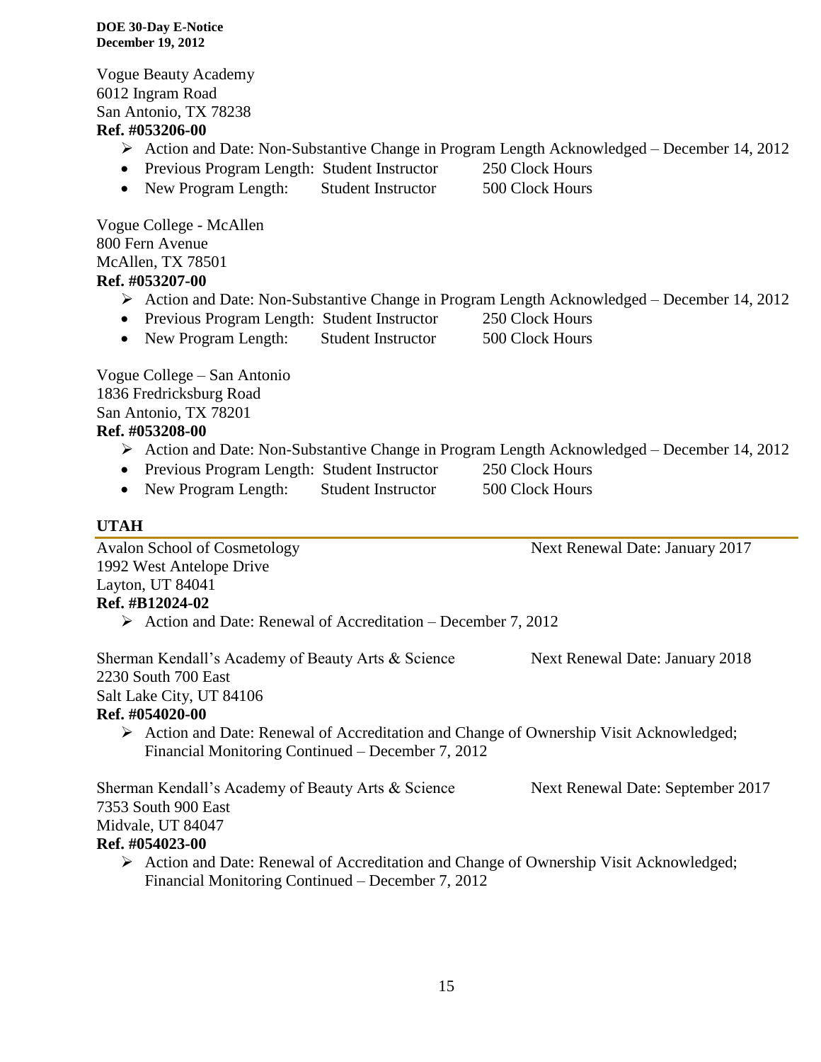Vogue Beauty Academy
6012 Ingram Road
San Antonio, TX 78238
**Ref. #053206-00**

- Action and Date: Non-Substantive Change in Program Length Acknowledged – December 14, 2012
  - Previous Program Length: Student Instructor 250 Clock Hours
  - New Program Length: Student Instructor 500 Clock Hours

Vogue College - McAllen
800 Fern Avenue
McAllen, TX 78501
**Ref. #053207-00**

- Action and Date: Non-Substantive Change in Program Length Acknowledged – December 14, 2012
  - Previous Program Length: Student Instructor 250 Clock Hours
  - New Program Length: Student Instructor 500 Clock Hours

Vogue College – San Antonio
1836 Fredricksburg Road
San Antonio, TX 78201
**Ref. #053208-00**

- Action and Date: Non-Substantive Change in Program Length Acknowledged – December 14, 2012
  - Previous Program Length: Student Instructor 250 Clock Hours
  - New Program Length: Student Instructor 500 Clock Hours

## UTAH

Avalon School of Cosmetology — Next Renewal Date: January 2017
1992 West Antelope Drive
Layton, UT 84041
**Ref. #B12024-02**

- Action and Date: Renewal of Accreditation – December 7, 2012

Sherman Kendall's Academy of Beauty Arts & Science — Next Renewal Date: January 2018
2230 South 700 East
Salt Lake City, UT 84106
**Ref. #054020-00**

- Action and Date: Renewal of Accreditation and Change of Ownership Visit Acknowledged; Financial Monitoring Continued – December 7, 2012

Sherman Kendall's Academy of Beauty Arts & Science — Next Renewal Date: September 2017
7353 South 900 East
Midvale, UT 84047
**Ref. #054023-00**

- Action and Date: Renewal of Accreditation and Change of Ownership Visit Acknowledged; Financial Monitoring Continued – December 7, 2012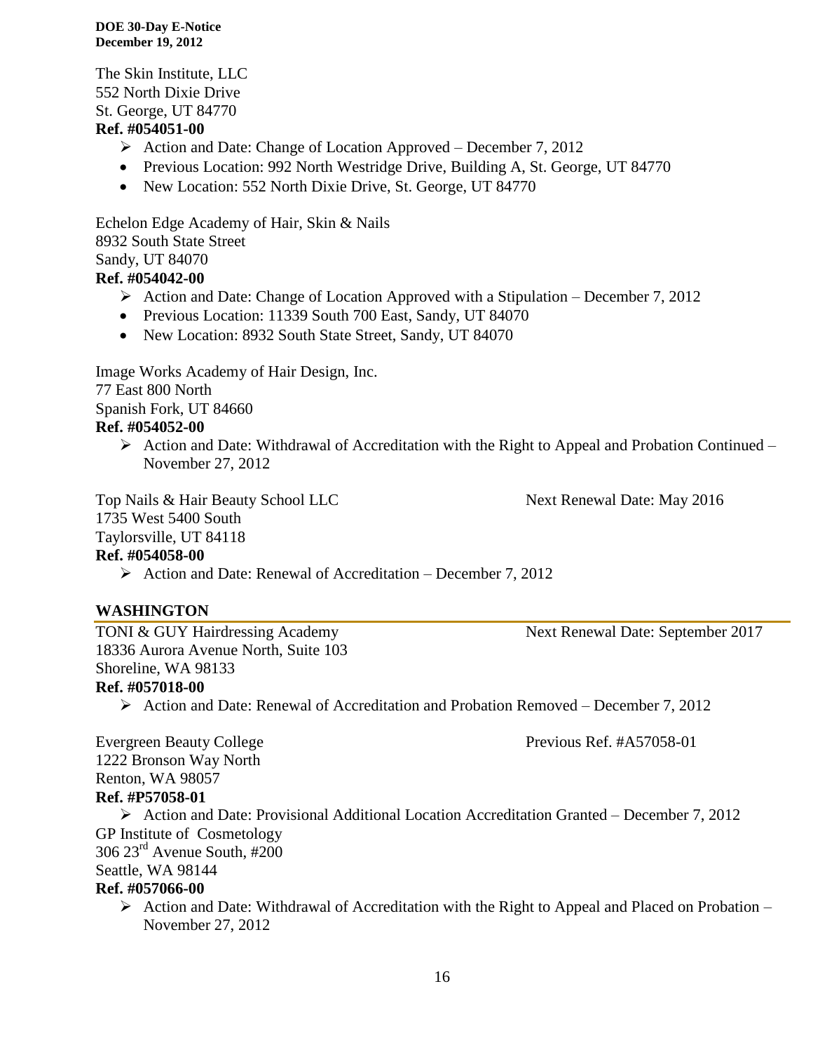The Skin Institute, LLC
552 North Dixie Drive
St. George, UT 84770
**Ref. #054051-00**

- Action and Date: Change of Location Approved – December 7, 2012
   - Previous Location: 992 North Westridge Drive, Building A, St. George, UT 84770
   - New Location: 552 North Dixie Drive, St. George, UT 84770

Echelon Edge Academy of Hair, Skin & Nails
8932 South State Street
Sandy, UT 84070
**Ref. #054042-00**

- Action and Date: Change of Location Approved with a Stipulation – December 7, 2012
   - Previous Location: 11339 South 700 East, Sandy, UT 84070
   - New Location: 8932 South State Street, Sandy, UT 84070

Image Works Academy of Hair Design, Inc.
77 East 800 North
Spanish Fork, UT 84660
**Ref. #054052-00**

- Action and Date: Withdrawal of Accreditation with the Right to Appeal and Probation Continued – November 27, 2012

Top Nails & Hair Beauty School LLC — Next Renewal Date: May 2016
1735 West 5400 South
Taylorsville, UT 84118
**Ref. #054058-00**

- Action and Date: Renewal of Accreditation – December 7, 2012

## WASHINGTON

TONI & GUY Hairdressing Academy — Next Renewal Date: September 2017
18336 Aurora Avenue North, Suite 103
Shoreline, WA 98133
**Ref. #057018-00**

- Action and Date: Renewal of Accreditation and Probation Removed – December 7, 2012

Evergreen Beauty College — Previous Ref. #A57058-01
1222 Bronson Way North
Renton, WA 98057
**Ref. #P57058-01**

- Action and Date: Provisional Additional Location Accreditation Granted – December 7, 2012

GP Institute of Cosmetology
306 23rd Avenue South, #200
Seattle, WA 98144
**Ref. #057066-00**

- Action and Date: Withdrawal of Accreditation with the Right to Appeal and Placed on Probation – November 27, 2012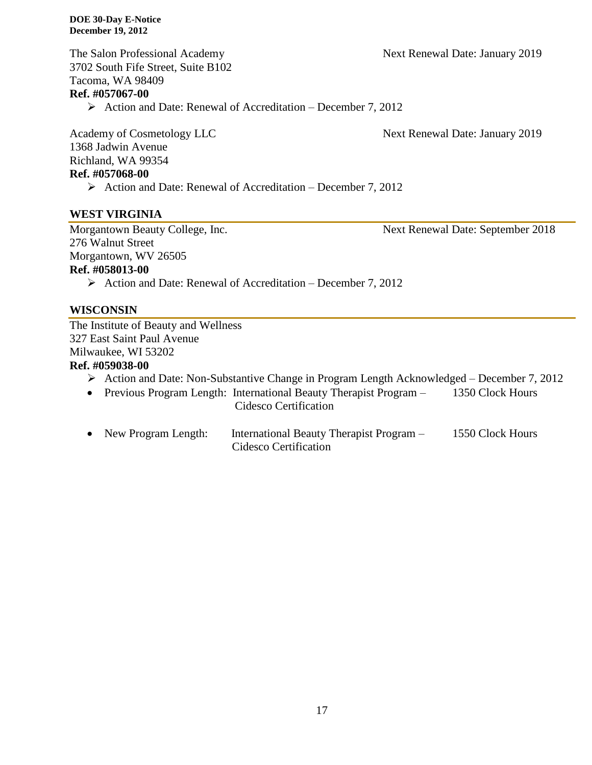The Salon Professional Academy — Next Renewal Date: January 2019
3702 South Fife Street, Suite B102
Tacoma, WA 98409
**Ref. #057067-00**

- Action and Date: Renewal of Accreditation – December 7, 2012

Academy of Cosmetology LLC — Next Renewal Date: January 2019
1368 Jadwin Avenue
Richland, WA 99354
**Ref. #057068-00**

- Action and Date: Renewal of Accreditation – December 7, 2012

## WEST VIRGINIA

Morgantown Beauty College, Inc. — Next Renewal Date: September 2018
276 Walnut Street
Morgantown, WV 26505
**Ref. #058013-00**

- Action and Date: Renewal of Accreditation – December 7, 2012

## WISCONSIN

The Institute of Beauty and Wellness
327 East Saint Paul Avenue
Milwaukee, WI 53202
**Ref. #059038-00**

- Action and Date: Non-Substantive Change in Program Length Acknowledged – December 7, 2012
- Previous Program Length: International Beauty Therapist Program – Cidesco Certification — 1350 Clock Hours
- New Program Length: International Beauty Therapist Program – Cidesco Certification — 1550 Clock Hours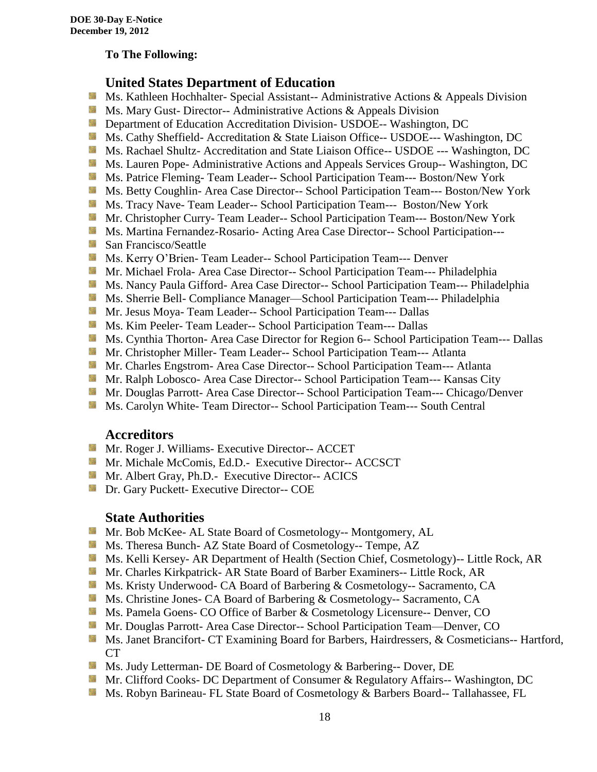**To The Following:**

## United States Department of Education

- Ms. Kathleen Hochhalter- Special Assistant-- Administrative Actions & Appeals Division
- Ms. Mary Gust- Director-- Administrative Actions & Appeals Division
- Department of Education Accreditation Division- USDOE-- Washington, DC
- Ms. Cathy Sheffield- Accreditation & State Liaison Office-- USDOE--- Washington, DC
- Ms. Rachael Shultz- Accreditation and State Liaison Office-- USDOE --- Washington, DC
- Ms. Lauren Pope- Administrative Actions and Appeals Services Group-- Washington, DC
- Ms. Patrice Fleming- Team Leader-- School Participation Team--- Boston/New York
- Ms. Betty Coughlin- Area Case Director-- School Participation Team--- Boston/New York
- Ms. Tracy Nave- Team Leader-- School Participation Team--- Boston/New York
- Mr. Christopher Curry- Team Leader-- School Participation Team--- Boston/New York
- Ms. Martina Fernandez-Rosario- Acting Area Case Director-- School Participation---
- San Francisco/Seattle
- Ms. Kerry O'Brien- Team Leader-- School Participation Team--- Denver
- Mr. Michael Frola- Area Case Director-- School Participation Team--- Philadelphia
- Ms. Nancy Paula Gifford- Area Case Director-- School Participation Team--- Philadelphia
- Ms. Sherrie Bell- Compliance Manager—School Participation Team--- Philadelphia
- Mr. Jesus Moya- Team Leader-- School Participation Team--- Dallas
- Ms. Kim Peeler- Team Leader-- School Participation Team--- Dallas
- Ms. Cynthia Thorton- Area Case Director for Region 6-- School Participation Team--- Dallas
- Mr. Christopher Miller- Team Leader-- School Participation Team--- Atlanta
- Mr. Charles Engstrom- Area Case Director-- School Participation Team--- Atlanta
- Mr. Ralph Lobosco- Area Case Director-- School Participation Team--- Kansas City
- Mr. Douglas Parrott- Area Case Director-- School Participation Team--- Chicago/Denver
- Ms. Carolyn White- Team Director-- School Participation Team--- South Central

## Accreditors

- Mr. Roger J. Williams- Executive Director-- ACCET
- Mr. Michale McComis, Ed.D.- Executive Director-- ACCSCT
- Mr. Albert Gray, Ph.D.- Executive Director-- ACICS
- Dr. Gary Puckett- Executive Director-- COE

## State Authorities

- Mr. Bob McKee- AL State Board of Cosmetology-- Montgomery, AL
- Ms. Theresa Bunch- AZ State Board of Cosmetology-- Tempe, AZ
- Ms. Kelli Kersey- AR Department of Health (Section Chief, Cosmetology)-- Little Rock, AR
- Mr. Charles Kirkpatrick- AR State Board of Barber Examiners-- Little Rock, AR
- Ms. Kristy Underwood- CA Board of Barbering & Cosmetology-- Sacramento, CA
- Ms. Christine Jones- CA Board of Barbering & Cosmetology-- Sacramento, CA
- Ms. Pamela Goens- CO Office of Barber & Cosmetology Licensure-- Denver, CO
- Mr. Douglas Parrott- Area Case Director-- School Participation Team—Denver, CO
- Ms. Janet Brancifort- CT Examining Board for Barbers, Hairdressers, & Cosmeticians-- Hartford, CT
- Ms. Judy Letterman- DE Board of Cosmetology & Barbering-- Dover, DE
- Mr. Clifford Cooks- DC Department of Consumer & Regulatory Affairs-- Washington, DC
- Ms. Robyn Barineau- FL State Board of Cosmetology & Barbers Board-- Tallahassee, FL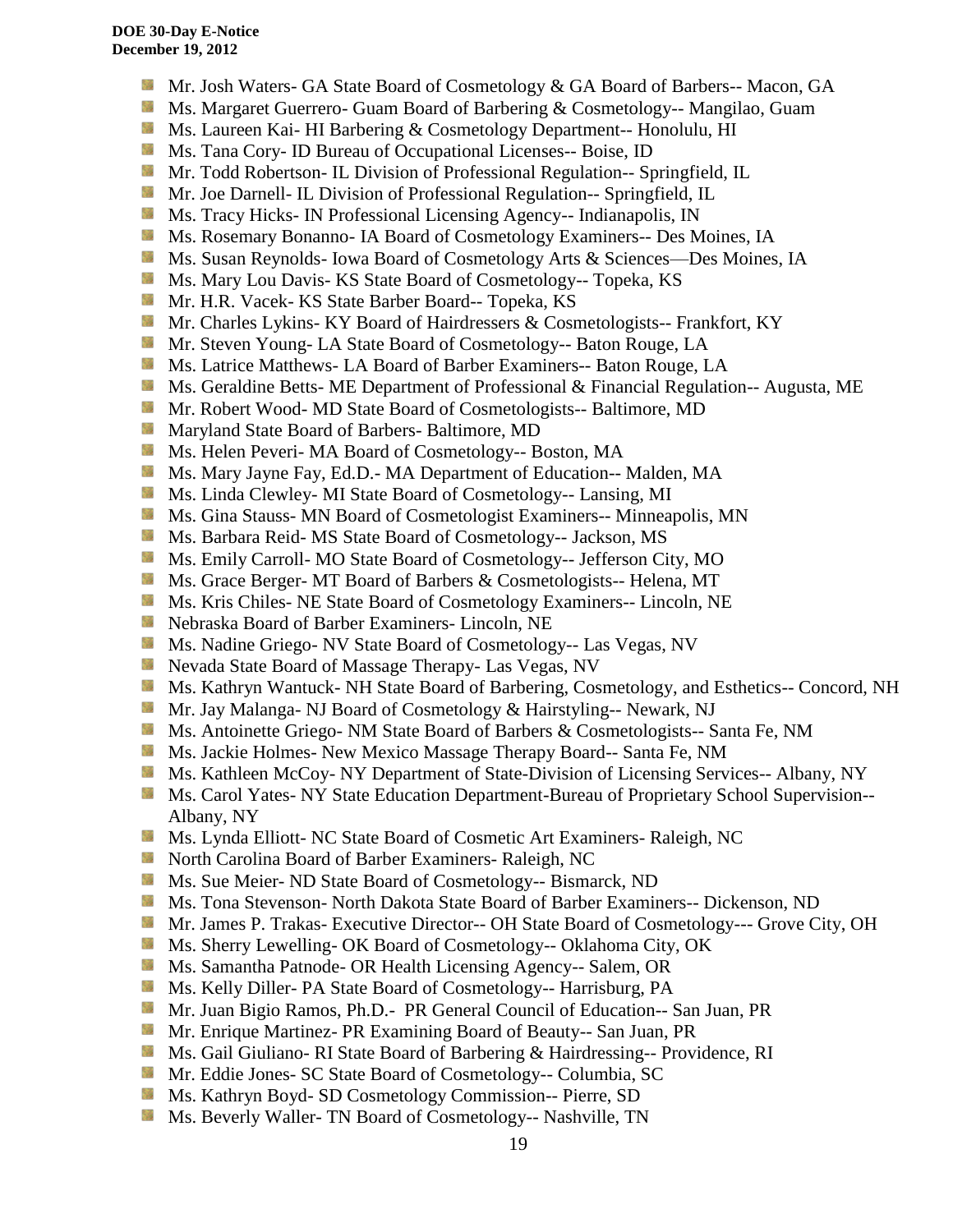- Mr. Josh Waters- GA State Board of Cosmetology & GA Board of Barbers-- Macon, GA
- Ms. Margaret Guerrero- Guam Board of Barbering & Cosmetology-- Mangilao, Guam
- Ms. Laureen Kai- HI Barbering & Cosmetology Department-- Honolulu, HI
- Ms. Tana Cory- ID Bureau of Occupational Licenses-- Boise, ID
- Mr. Todd Robertson- IL Division of Professional Regulation-- Springfield, IL
- Mr. Joe Darnell- IL Division of Professional Regulation-- Springfield, IL
- Ms. Tracy Hicks- IN Professional Licensing Agency-- Indianapolis, IN
- Ms. Rosemary Bonanno- IA Board of Cosmetology Examiners-- Des Moines, IA
- Ms. Susan Reynolds- Iowa Board of Cosmetology Arts & Sciences—Des Moines, IA
- Ms. Mary Lou Davis- KS State Board of Cosmetology-- Topeka, KS
- Mr. H.R. Vacek- KS State Barber Board-- Topeka, KS
- Mr. Charles Lykins- KY Board of Hairdressers & Cosmetologists-- Frankfort, KY
- Mr. Steven Young- LA State Board of Cosmetology-- Baton Rouge, LA
- Ms. Latrice Matthews- LA Board of Barber Examiners-- Baton Rouge, LA
- Ms. Geraldine Betts- ME Department of Professional & Financial Regulation-- Augusta, ME
- Mr. Robert Wood- MD State Board of Cosmetologists-- Baltimore, MD
- Maryland State Board of Barbers- Baltimore, MD
- Ms. Helen Peveri- MA Board of Cosmetology-- Boston, MA
- Ms. Mary Jayne Fay, Ed.D.- MA Department of Education-- Malden, MA
- Ms. Linda Clewley- MI State Board of Cosmetology-- Lansing, MI
- Ms. Gina Stauss- MN Board of Cosmetologist Examiners-- Minneapolis, MN
- Ms. Barbara Reid- MS State Board of Cosmetology-- Jackson, MS
- Ms. Emily Carroll- MO State Board of Cosmetology-- Jefferson City, MO
- Ms. Grace Berger- MT Board of Barbers & Cosmetologists-- Helena, MT
- Ms. Kris Chiles- NE State Board of Cosmetology Examiners-- Lincoln, NE
- Nebraska Board of Barber Examiners- Lincoln, NE
- Ms. Nadine Griego- NV State Board of Cosmetology-- Las Vegas, NV
- Nevada State Board of Massage Therapy- Las Vegas, NV
- Ms. Kathryn Wantuck- NH State Board of Barbering, Cosmetology, and Esthetics-- Concord, NH
- Mr. Jay Malanga- NJ Board of Cosmetology & Hairstyling-- Newark, NJ
- Ms. Antoinette Griego- NM State Board of Barbers & Cosmetologists-- Santa Fe, NM
- Ms. Jackie Holmes- New Mexico Massage Therapy Board-- Santa Fe, NM
- Ms. Kathleen McCoy- NY Department of State-Division of Licensing Services-- Albany, NY
- Ms. Carol Yates- NY State Education Department-Bureau of Proprietary School Supervision-- Albany, NY
- Ms. Lynda Elliott- NC State Board of Cosmetic Art Examiners- Raleigh, NC
- North Carolina Board of Barber Examiners- Raleigh, NC
- Ms. Sue Meier- ND State Board of Cosmetology-- Bismarck, ND
- Ms. Tona Stevenson- North Dakota State Board of Barber Examiners-- Dickenson, ND
- Mr. James P. Trakas- Executive Director-- OH State Board of Cosmetology--- Grove City, OH
- Ms. Sherry Lewelling- OK Board of Cosmetology-- Oklahoma City, OK
- Ms. Samantha Patnode- OR Health Licensing Agency-- Salem, OR
- Ms. Kelly Diller- PA State Board of Cosmetology-- Harrisburg, PA
- Mr. Juan Bigio Ramos, Ph.D.- PR General Council of Education-- San Juan, PR
- Mr. Enrique Martinez- PR Examining Board of Beauty-- San Juan, PR
- Ms. Gail Giuliano- RI State Board of Barbering & Hairdressing-- Providence, RI
- Mr. Eddie Jones- SC State Board of Cosmetology-- Columbia, SC
- Ms. Kathryn Boyd- SD Cosmetology Commission-- Pierre, SD
- Ms. Beverly Waller- TN Board of Cosmetology-- Nashville, TN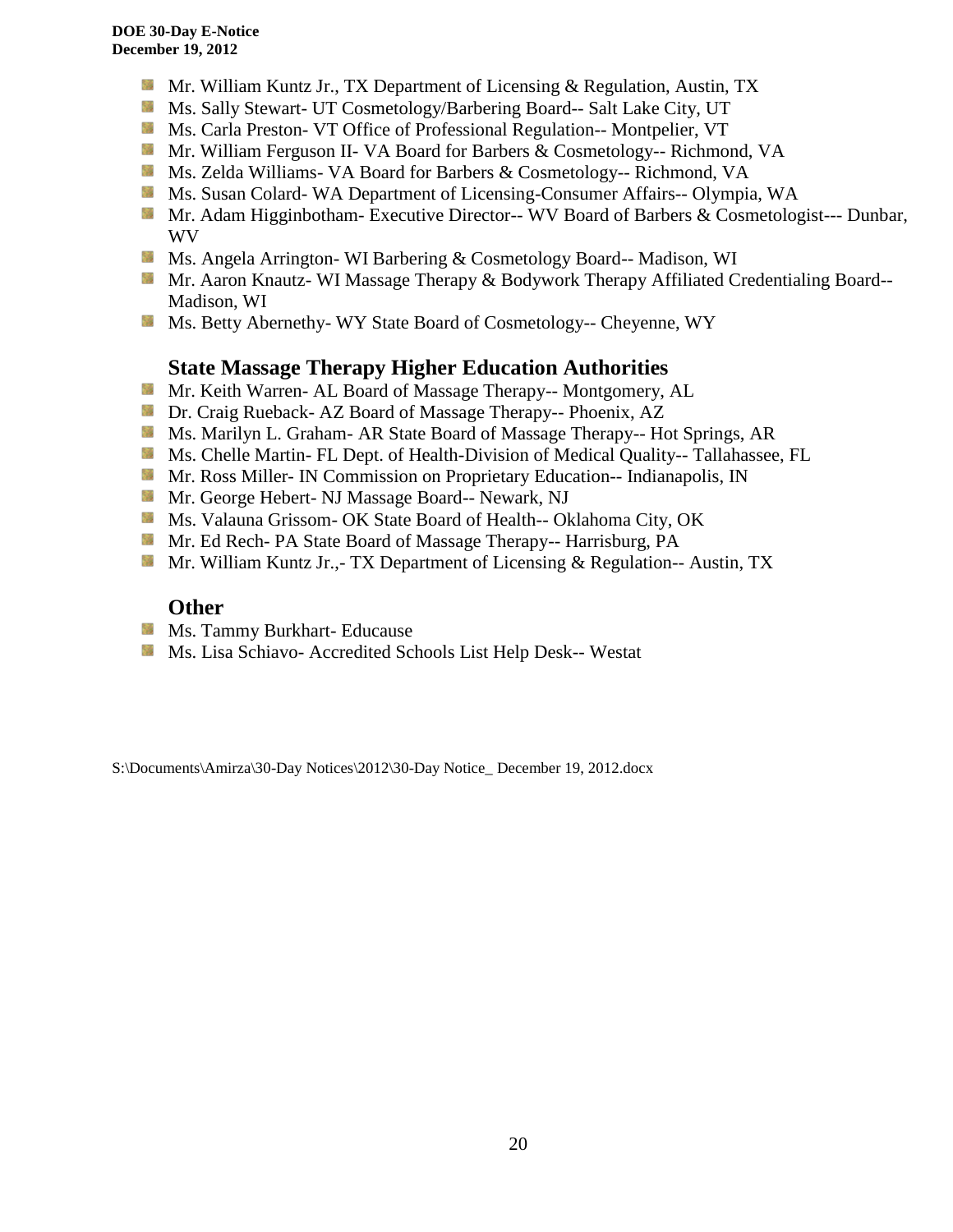- Mr. William Kuntz Jr., TX Department of Licensing & Regulation, Austin, TX
- Ms. Sally Stewart- UT Cosmetology/Barbering Board-- Salt Lake City, UT
- Ms. Carla Preston- VT Office of Professional Regulation-- Montpelier, VT
- Mr. William Ferguson II- VA Board for Barbers & Cosmetology-- Richmond, VA
- Ms. Zelda Williams- VA Board for Barbers & Cosmetology-- Richmond, VA
- Ms. Susan Colard- WA Department of Licensing-Consumer Affairs-- Olympia, WA
- Mr. Adam Higginbotham- Executive Director-- WV Board of Barbers & Cosmetologist--- Dunbar, WV
- Ms. Angela Arrington- WI Barbering & Cosmetology Board-- Madison, WI
- Mr. Aaron Knautz- WI Massage Therapy & Bodywork Therapy Affiliated Credentialing Board-- Madison, WI
- Ms. Betty Abernethy- WY State Board of Cosmetology-- Cheyenne, WY

## State Massage Therapy Higher Education Authorities

- Mr. Keith Warren- AL Board of Massage Therapy-- Montgomery, AL
- Dr. Craig Rueback- AZ Board of Massage Therapy-- Phoenix, AZ
- Ms. Marilyn L. Graham- AR State Board of Massage Therapy-- Hot Springs, AR
- Ms. Chelle Martin- FL Dept. of Health-Division of Medical Quality-- Tallahassee, FL
- Mr. Ross Miller- IN Commission on Proprietary Education-- Indianapolis, IN
- Mr. George Hebert- NJ Massage Board-- Newark, NJ
- Ms. Valauna Grissom- OK State Board of Health-- Oklahoma City, OK
- Mr. Ed Rech- PA State Board of Massage Therapy-- Harrisburg, PA
- Mr. William Kuntz Jr.,- TX Department of Licensing & Regulation-- Austin, TX

## Other

- Ms. Tammy Burkhart- Educause
- Ms. Lisa Schiavo- Accredited Schools List Help Desk-- Westat

S:\Documents\Amirza\30-Day Notices\2012\30-Day Notice_ December 19, 2012.docx